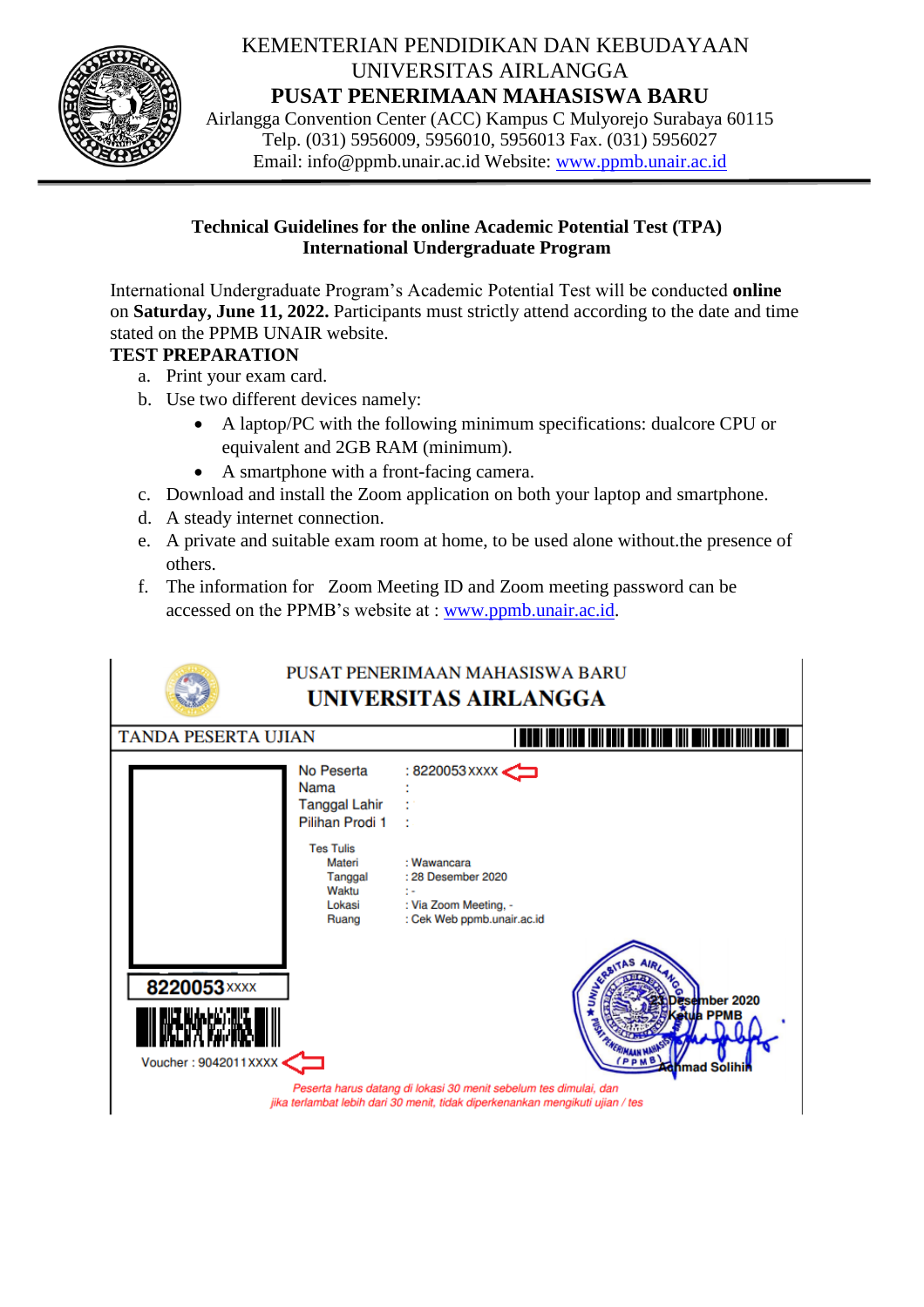KEMENTERIAN PENDIDIKAN DAN KEBUDAYAAN
UNIVERSITAS AIRLANGGA
**PUSAT PENERIMAAN MAHASISWA BARU**
Airlangga Convention Center (ACC) Kampus C Mulyorejo Surabaya 60115
Telp. (031) 5956009, 5956010, 5956013 Fax. (031) 5956027
Email: info@ppmb.unair.ac.id Website: www.ppmb.unair.ac.id

---

## Technical Guidelines for the online Academic Potential Test (TPA)
## International Undergraduate Program

International Undergraduate Program's Academic Potential Test will be conducted **online** on **Saturday, June 11, 2022.** Participants must strictly attend according to the date and time stated on the PPMB UNAIR website.

**TEST PREPARATION**

a. Print your exam card.
b. Use two different devices namely:
   - A laptop/PC with the following minimum specifications: dualcore CPU or equivalent and 2GB RAM (minimum).
   - A smartphone with a front-facing camera.
c. Download and install the Zoom application on both your laptop and smartphone.
d. A steady internet connection.
e. A private and suitable exam room at home, to be used alone without.the presence of others.
f. The information for Zoom Meeting ID and Zoom meeting password can be accessed on the PPMB's website at : www.ppmb.unair.ac.id.

---

PUSAT PENERIMAAN MAHASISWA BARU
**UNIVERSITAS AIRLANGGA**

TANDA PESERTA UJIAN

No Peserta : 8220053XXXX
Nama :
Tanggal Lahir :
Pilihan Prodi 1 :

Tes Tulis
Materi : Wawancara
Tanggal : 28 Desember 2020
Waktu : -
Lokasi : Via Zoom Meeting, -
Ruang : Cek Web ppmb.unair.ac.id

8220053XXXX

Voucher : 9042011XXXX

21 Desember 2020
Ketua PPMB

Achmad Solihin

*Peserta harus datang di lokasi 30 menit sebelum tes dimulai, dan jika terlambat lebih dari 30 menit, tidak diperkenankan mengikuti ujian / tes*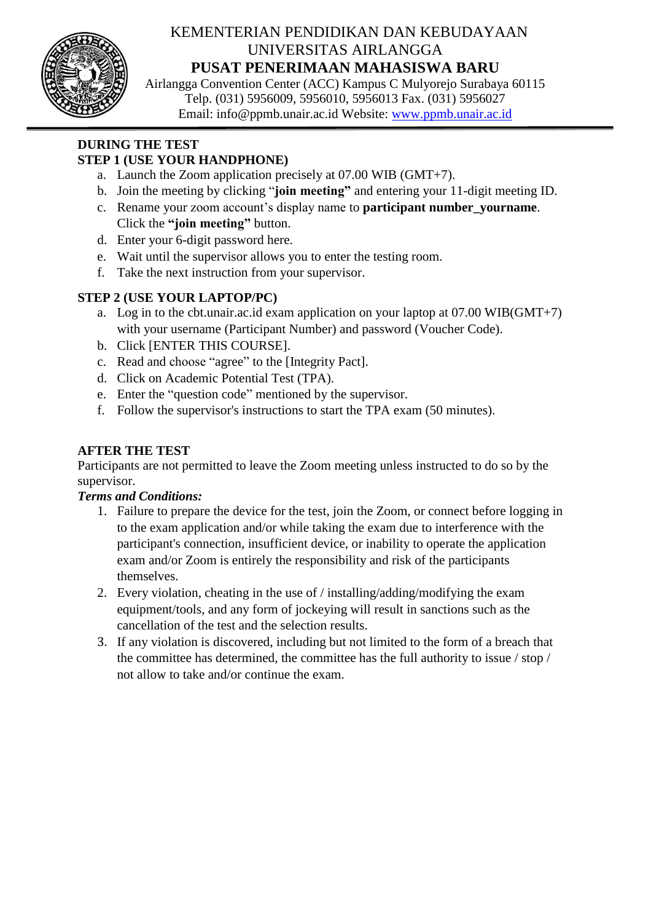KEMENTERIAN PENDIDIKAN DAN KEBUDAYAAN
UNIVERSITAS AIRLANGGA
**PUSAT PENERIMAAN MAHASISWA BARU**
Airlangga Convention Center (ACC) Kampus C Mulyorejo Surabaya 60115
Telp. (031) 5956009, 5956010, 5956013 Fax. (031) 5956027
Email: info@ppmb.unair.ac.id Website: www.ppmb.unair.ac.id

**DURING THE TEST**
**STEP 1 (USE YOUR HANDPHONE)**

a. Launch the Zoom application precisely at 07.00 WIB (GMT+7).
b. Join the meeting by clicking "**join meeting"** and entering your 11-digit meeting ID.
c. Rename your zoom account's display name to **participant number_yourname**. Click the **"join meeting"** button.
d. Enter your 6-digit password here.
e. Wait until the supervisor allows you to enter the testing room.
f. Take the next instruction from your supervisor.

**STEP 2 (USE YOUR LAPTOP/PC)**

a. Log in to the cbt.unair.ac.id exam application on your laptop at 07.00 WIB(GMT+7) with your username (Participant Number) and password (Voucher Code).
b. Click [ENTER THIS COURSE].
c. Read and choose "agree" to the [Integrity Pact].
d. Click on Academic Potential Test (TPA).
e. Enter the "question code" mentioned by the supervisor.
f. Follow the supervisor's instructions to start the TPA exam (50 minutes).

**AFTER THE TEST**
Participants are not permitted to leave the Zoom meeting unless instructed to do so by the supervisor.
***Terms and Conditions:***

1. Failure to prepare the device for the test, join the Zoom, or connect before logging in to the exam application and/or while taking the exam due to interference with the participant's connection, insufficient device, or inability to operate the application exam and/or Zoom is entirely the responsibility and risk of the participants themselves.
2. Every violation, cheating in the use of / installing/adding/modifying the exam equipment/tools, and any form of jockeying will result in sanctions such as the cancellation of the test and the selection results.
3. If any violation is discovered, including but not limited to the form of a breach that the committee has determined, the committee has the full authority to issue / stop / not allow to take and/or continue the exam.